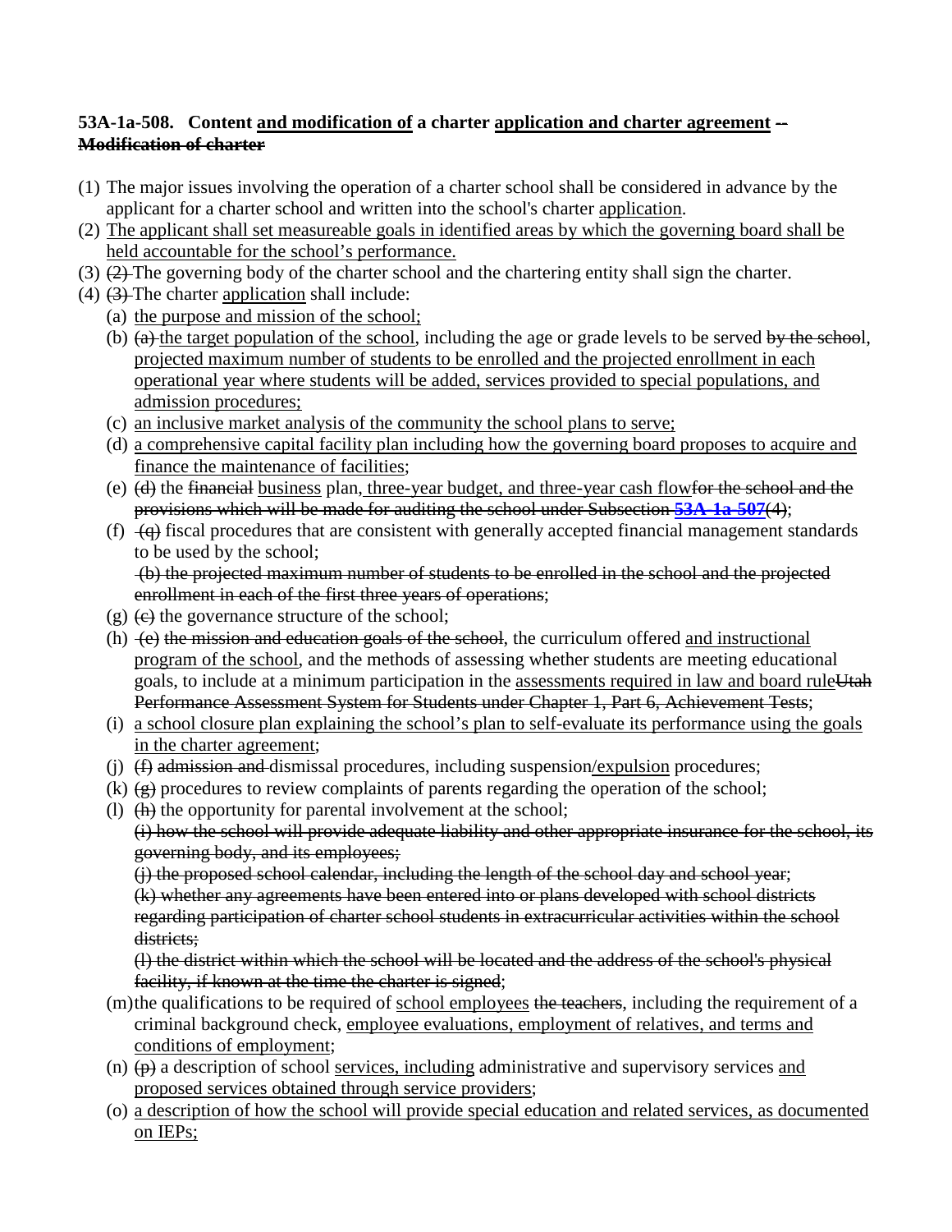**53A-1a-508. Content <u>and modification of</u> a charter <u>application and charter agreement</u> ~~-- Modification of charter~~**

(1) The major issues involving the operation of a charter school shall be considered in advance by the applicant for a charter school and written into the school's charter <u>application</u>.

(2) <u>The applicant shall set measureable goals in identified areas by which the governing board shall be held accountable for the school's performance.</u>

(3) ~~(2)~~ The governing body of the charter school and the chartering entity shall sign the charter.

(4) ~~(3)~~ The charter <u>application</u> shall include:

- (a) <u>the purpose and mission of the school;</u>
- (b) ~~(a)~~ <u>the target population of the school</u>, including the age or grade levels to be served ~~by the school~~, <u>projected maximum number of students to be enrolled and the projected enrollment in each operational year where students will be added, services provided to special populations, and admission procedures;</u>
- (c) <u>an inclusive market analysis of the community the school plans to serve;</u>
- (d) <u>a comprehensive capital facility plan including how the governing board proposes to acquire and finance the maintenance of facilities</u>;
- (e) ~~(d)~~ the ~~financial~~ <u>business</u> plan<u>, three-year budget, and three-year cash flow</u>~~for the school and the provisions which will be made for auditing the school under Subsection 53A-1a-507(4)~~;
- (f) ~~(q)~~ fiscal procedures that are consistent with generally accepted financial management standards to be used by the school;
  ~~(b) the projected maximum number of students to be enrolled in the school and the projected enrollment in each of the first three years of operations~~;
- (g) ~~(c)~~ the governance structure of the school;
- (h) ~~(e) the mission and education goals of the school~~, the curriculum offered <u>and instructional program of the school</u>, and the methods of assessing whether students are meeting educational goals, to include at a minimum participation in the <u>assessments required in law and board rule</u>~~Utah Performance Assessment System for Students under Chapter 1, Part 6, Achievement Tests~~;
- (i) <u>a school closure plan explaining the school's plan to self-evaluate its performance using the goals in the charter agreement</u>;
- (j) ~~(f) admission and~~ dismissal procedures, including suspension<u>/expulsion</u> procedures;
- (k) ~~(g)~~ procedures to review complaints of parents regarding the operation of the school;
- (l) ~~(h)~~ the opportunity for parental involvement at the school;
  ~~(i) how the school will provide adequate liability and other appropriate insurance for the school, its governing body, and its employees;~~
  ~~(j) the proposed school calendar, including the length of the school day and school year~~;
  ~~(k) whether any agreements have been entered into or plans developed with school districts regarding participation of charter school students in extracurricular activities within the school districts;~~
  ~~(l) the district within which the school will be located and the address of the school's physical facility, if known at the time the charter is signed~~;
- (m) the qualifications to be required of <u>school employees</u> ~~the teachers~~, including the requirement of a criminal background check, <u>employee evaluations, employment of relatives, and terms and conditions of employment</u>;
- (n) ~~(p)~~ a description of school <u>services, including</u> administrative and supervisory services <u>and proposed services obtained through service providers</u>;
- (o) <u>a description of how the school will provide special education and related services, as documented on IEPs;</u>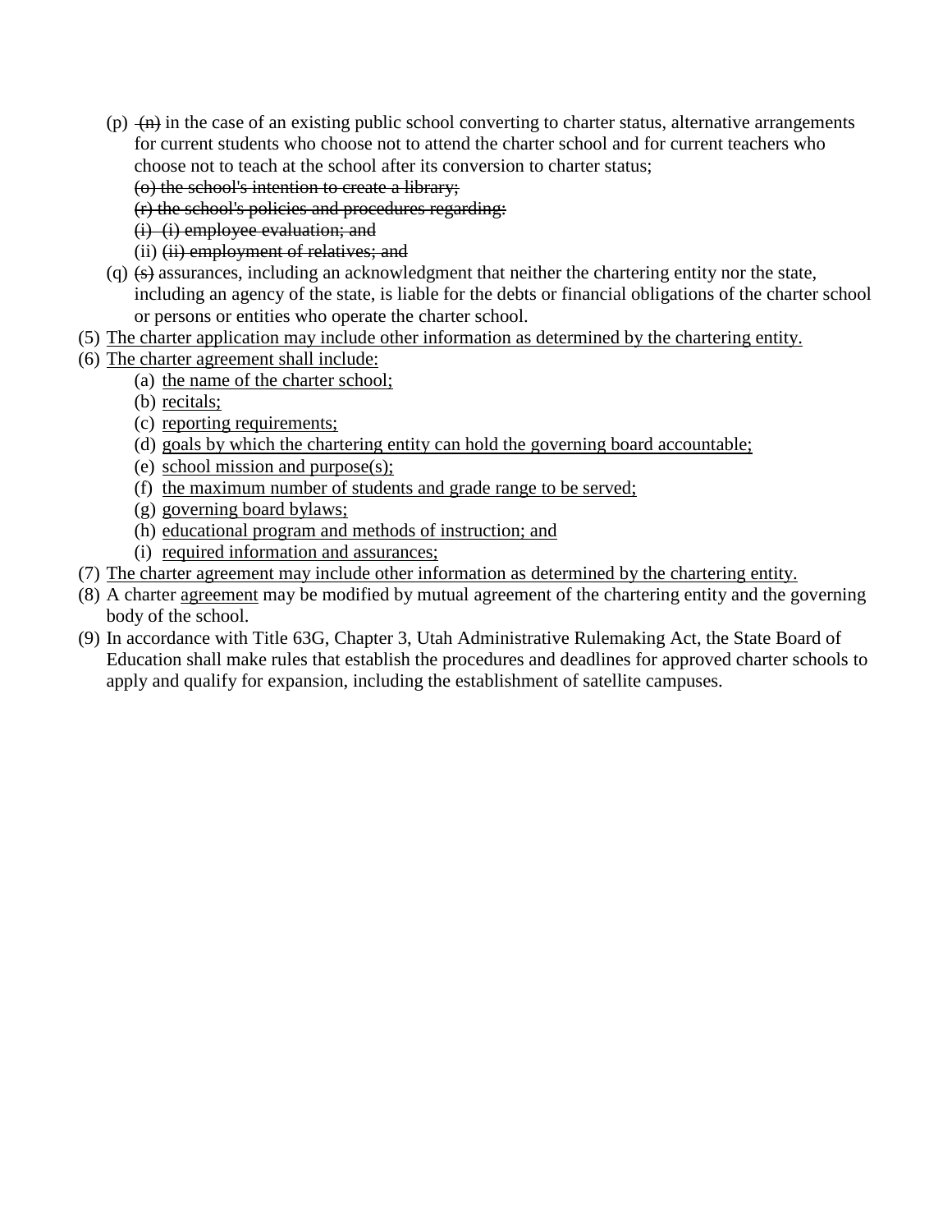(p) ~~(n)~~ in the case of an existing public school converting to charter status, alternative arrangements for current students who choose not to attend the charter school and for current teachers who choose not to teach at the school after its conversion to charter status;

~~(o) the school's intention to create a library;~~

~~(r) the school's policies and procedures regarding:~~

~~(i)~~ ~~(i) employee evaluation; and~~

(ii) ~~(ii) employment of relatives; and~~

(q) ~~(s)~~ assurances, including an acknowledgment that neither the chartering entity nor the state, including an agency of the state, is liable for the debts or financial obligations of the charter school or persons or entities who operate the charter school.

(5) <u>The charter application may include other information as determined by the chartering entity.</u>

(6) <u>The charter agreement shall include:</u>

(a) <u>the name of the charter school;</u>

(b) <u>recitals;</u>

(c) <u>reporting requirements;</u>

(d) <u>goals by which the chartering entity can hold the governing board accountable;</u>

(e) <u>school mission and purpose(s);</u>

(f) <u>the maximum number of students and grade range to be served;</u>

(g) <u>governing board bylaws;</u>

(h) <u>educational program and methods of instruction; and</u>

(i) <u>required information and assurances;</u>

(7) <u>The charter agreement may include other information as determined by the chartering entity.</u>

(8) A charter <u>agreement</u> may be modified by mutual agreement of the chartering entity and the governing body of the school.

(9) In accordance with Title 63G, Chapter 3, Utah Administrative Rulemaking Act, the State Board of Education shall make rules that establish the procedures and deadlines for approved charter schools to apply and qualify for expansion, including the establishment of satellite campuses.